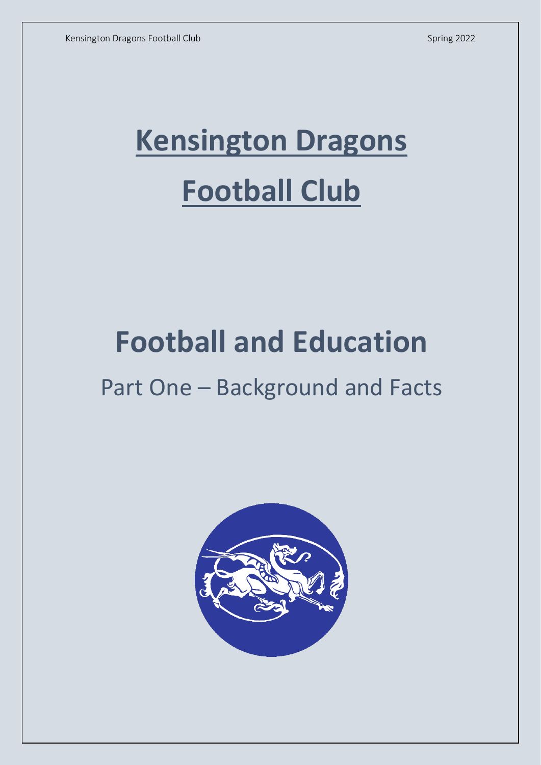# Kensington Dragons

# Football Club

# Football and Education

## Part One – Background and Facts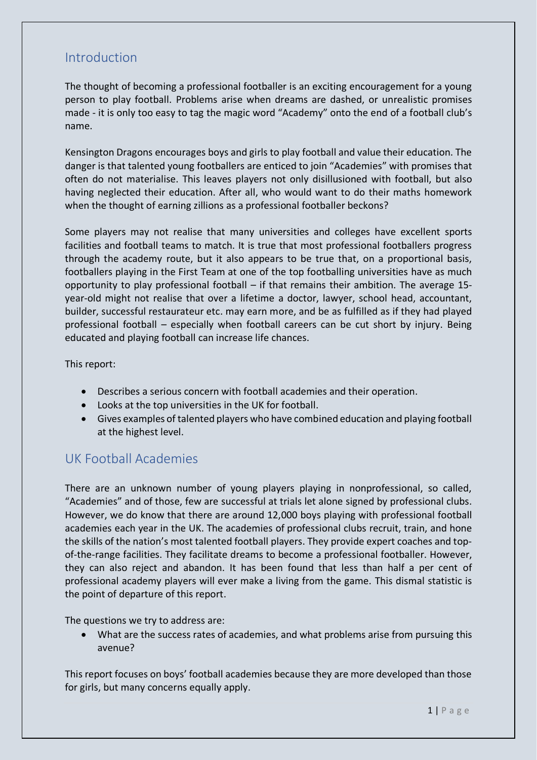## Introduction

The thought of becoming a professional footballer is an exciting encouragement for a young person to play football. Problems arise when dreams are dashed, or unrealistic promises made - it is only too easy to tag the magic word "Academy" onto the end of a football club's name.

Kensington Dragons encourages boys and girls to play football and value their education. The danger is that talented young footballers are enticed to join "Academies" with promises that often do not materialise. This leaves players not only disillusioned with football, but also having neglected their education. After all, who would want to do their maths homework when the thought of earning zillions as a professional footballer beckons?

Some players may not realise that many universities and colleges have excellent sports facilities and football teams to match. It is true that most professional footballers progress through the academy route, but it also appears to be true that, on a proportional basis, footballers playing in the First Team at one of the top footballing universities have as much opportunity to play professional football – if that remains their ambition. The average 15-year-old might not realise that over a lifetime a doctor, lawyer, school head, accountant, builder, successful restaurateur etc. may earn more, and be as fulfilled as if they had played professional football – especially when football careers can be cut short by injury. Being educated and playing football can increase life chances.

This report:

- Describes a serious concern with football academies and their operation.
- Looks at the top universities in the UK for football.
- Gives examples of talented players who have combined education and playing football at the highest level.

## UK Football Academies

There are an unknown number of young players playing in nonprofessional, so called, "Academies" and of those, few are successful at trials let alone signed by professional clubs. However, we do know that there are around 12,000 boys playing with professional football academies each year in the UK. The academies of professional clubs recruit, train, and hone the skills of the nation's most talented football players. They provide expert coaches and top-of-the-range facilities. They facilitate dreams to become a professional footballer. However, they can also reject and abandon. It has been found that less than half a per cent of professional academy players will ever make a living from the game. This dismal statistic is the point of departure of this report.

The questions we try to address are:

- What are the success rates of academies, and what problems arise from pursuing this avenue?

This report focuses on boys' football academies because they are more developed than those for girls, but many concerns equally apply.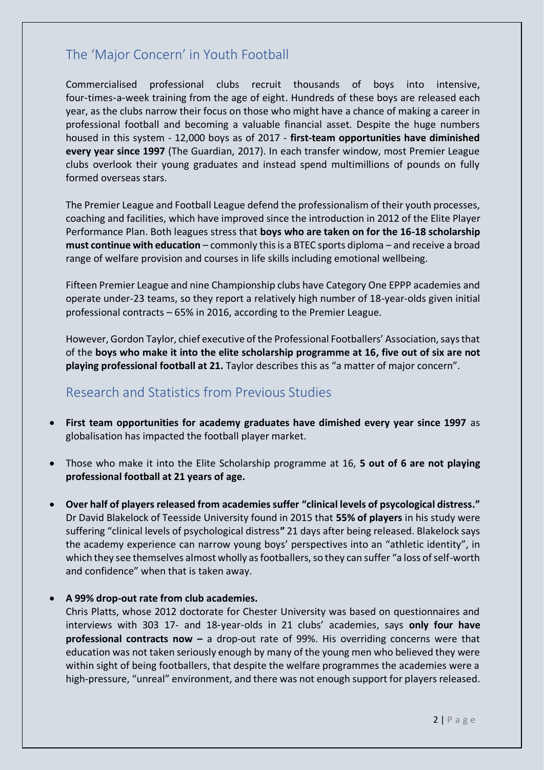## The 'Major Concern' in Youth Football

Commercialised professional clubs recruit thousands of boys into intensive, four-times-a-week training from the age of eight. Hundreds of these boys are released each year, as the clubs narrow their focus on those who might have a chance of making a career in professional football and becoming a valuable financial asset. Despite the huge numbers housed in this system - 12,000 boys as of 2017 - **first-team opportunities have diminished every year since 1997** (The Guardian, 2017). In each transfer window, most Premier League clubs overlook their young graduates and instead spend multimillions of pounds on fully formed overseas stars.

The Premier League and Football League defend the professionalism of their youth processes, coaching and facilities, which have improved since the introduction in 2012 of the Elite Player Performance Plan. Both leagues stress that **boys who are taken on for the 16-18 scholarship must continue with education** – commonly this is a BTEC sports diploma – and receive a broad range of welfare provision and courses in life skills including emotional wellbeing.

Fifteen Premier League and nine Championship clubs have Category One EPPP academies and operate under-23 teams, so they report a relatively high number of 18-year-olds given initial professional contracts – 65% in 2016, according to the Premier League.

However, Gordon Taylor, chief executive of the Professional Footballers' Association, says that of the **boys who make it into the elite scholarship programme at 16, five out of six are not playing professional football at 21.** Taylor describes this as "a matter of major concern".

## Research and Statistics from Previous Studies

- **First team opportunities for academy graduates have dimished every year since 1997** as globalisation has impacted the football player market.
- Those who make it into the Elite Scholarship programme at 16, **5 out of 6 are not playing professional football at 21 years of age.**
- **Over half of players released from academies suffer "clinical levels of psycological distress."** Dr David Blakelock of Teesside University found in 2015 that **55% of players** in his study were suffering "clinical levels of psychological distress**"** 21 days after being released. Blakelock says the academy experience can narrow young boys' perspectives into an "athletic identity", in which they see themselves almost wholly as footballers, so they can suffer "a loss of self-worth and confidence" when that is taken away.
- **A 99% drop-out rate from club academies.**
  Chris Platts, whose 2012 doctorate for Chester University was based on questionnaires and interviews with 303 17- and 18-year-olds in 21 clubs' academies, says **only four have professional contracts now –** a drop-out rate of 99%. His overriding concerns were that education was not taken seriously enough by many of the young men who believed they were within sight of being footballers, that despite the welfare programmes the academies were a high-pressure, "unreal" environment, and there was not enough support for players released.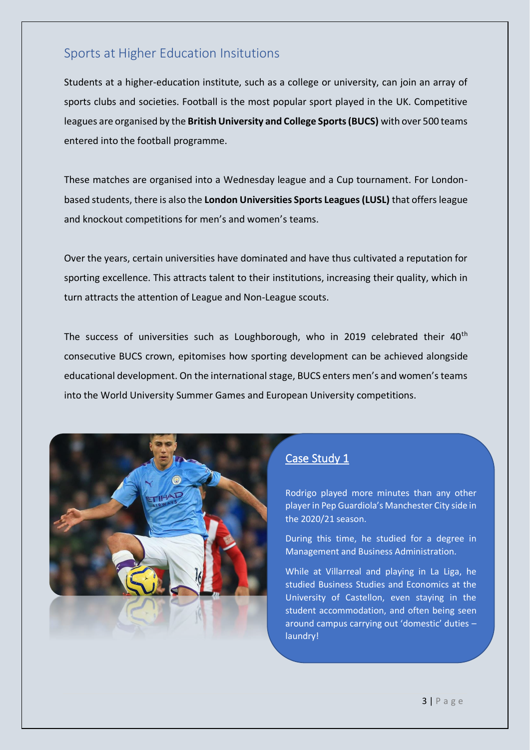## Sports at Higher Education Insitutions

Students at a higher-education institute, such as a college or university, can join an array of sports clubs and societies. Football is the most popular sport played in the UK. Competitive leagues are organised by the **British University and College Sports (BUCS)** with over 500 teams entered into the football programme.

These matches are organised into a Wednesday league and a Cup tournament. For London-based students, there is also the **London Universities Sports Leagues (LUSL)** that offers league and knockout competitions for men's and women's teams.

Over the years, certain universities have dominated and have thus cultivated a reputation for sporting excellence. This attracts talent to their institutions, increasing their quality, which in turn attracts the attention of League and Non-League scouts.

The success of universities such as Loughborough, who in 2019 celebrated their 40th consecutive BUCS crown, epitomises how sporting development can be achieved alongside educational development. On the international stage, BUCS enters men's and women's teams into the World University Summer Games and European University competitions.

### Case Study 1

Rodrigo played more minutes than any other player in Pep Guardiola's Manchester City side in the 2020/21 season.

During this time, he studied for a degree in Management and Business Administration.

While at Villarreal and playing in La Liga, he studied Business Studies and Economics at the University of Castellon, even staying in the student accommodation, and often being seen around campus carrying out 'domestic' duties – laundry!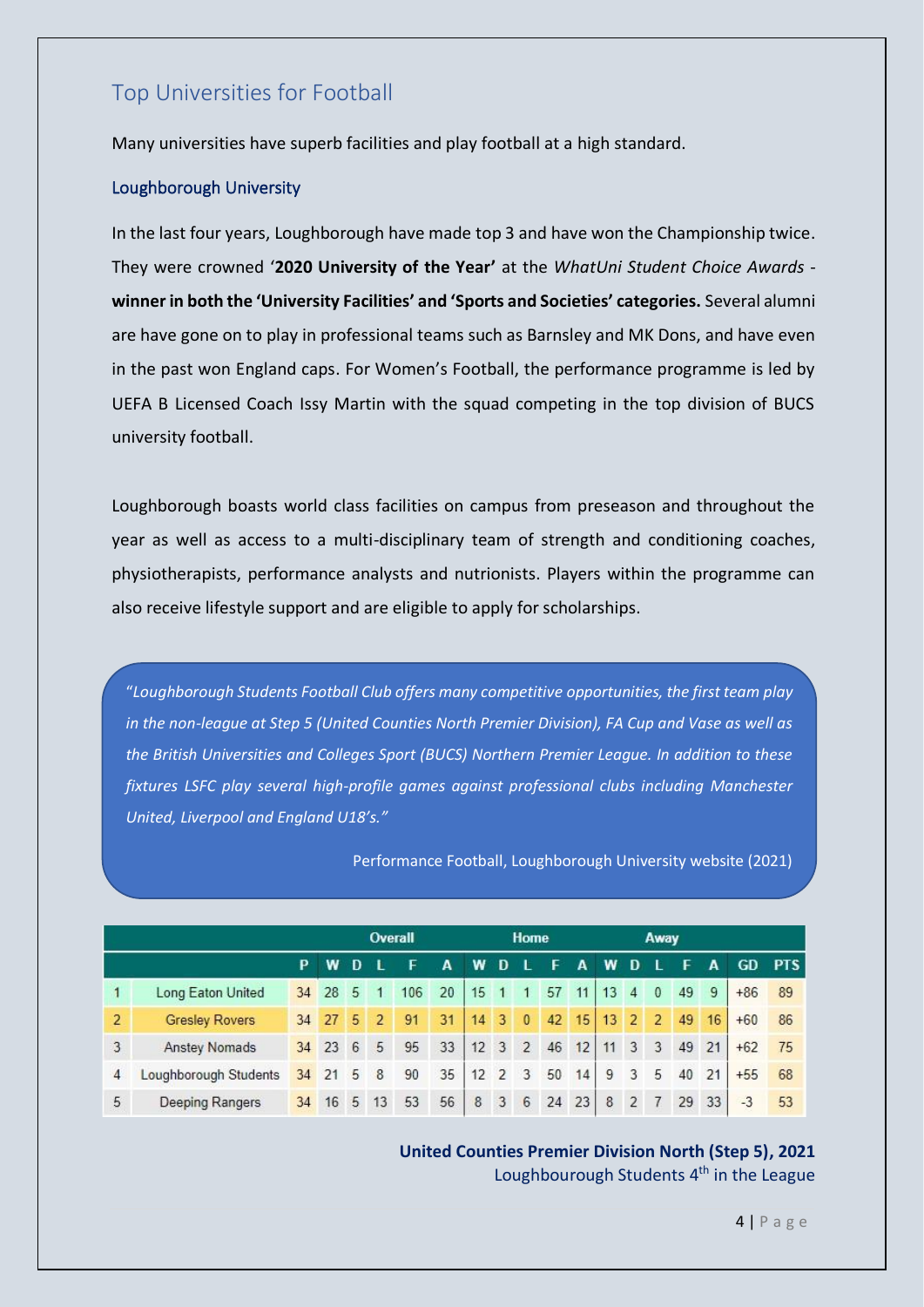## Top Universities for Football

Many universities have superb facilities and play football at a high standard.

### Loughborough University

In the last four years, Loughborough have made top 3 and have won the Championship twice. They were crowned '**2020 University of the Year'** at the *WhatUni Student Choice Awards* - **winner in both the 'University Facilities' and 'Sports and Societies' categories.** Several alumni are have gone on to play in professional teams such as Barnsley and MK Dons, and have even in the past won England caps. For Women's Football, the performance programme is led by UEFA B Licensed Coach Issy Martin with the squad competing in the top division of BUCS university football.

Loughborough boasts world class facilities on campus from preseason and throughout the year as well as access to a multi-disciplinary team of strength and conditioning coaches, physiotherapists, performance analysts and nutritionists. Players within the programme can also receive lifestyle support and are eligible to apply for scholarships.

> *"Loughborough Students Football Club offers many competitive opportunities, the first team play in the non-league at Step 5 (United Counties North Premier Division), FA Cup and Vase as well as the British Universities and Colleges Sport (BUCS) Northern Premier League. In addition to these fixtures LSFC play several high-profile games against professional clubs including Manchester United, Liverpool and England U18's."*
>
> Performance Football, Loughborough University website (2021)

| | | | Overall | | | | | Home | | | | | Away | | | | | | |
|---|---|---|---|---|---|---|---|---|---|---|---|---|---|---|---|---|---|---|---|
| | | P | W | D | L | F | A | W | D | L | F | A | W | D | L | F | A | GD | PTS |
| 1 | Long Eaton United | 34 | 28 | 5 | 1 | 106 | 20 | 15 | 1 | 1 | 57 | 11 | 13 | 4 | 0 | 49 | 9 | +86 | 89 |
| 2 | Gresley Rovers | 34 | 27 | 5 | 2 | 91 | 31 | 14 | 3 | 0 | 42 | 15 | 13 | 2 | 2 | 49 | 16 | +60 | 86 |
| 3 | Anstey Nomads | 34 | 23 | 6 | 5 | 95 | 33 | 12 | 3 | 2 | 46 | 12 | 11 | 3 | 3 | 49 | 21 | +62 | 75 |
| 4 | Loughborough Students | 34 | 21 | 5 | 8 | 90 | 35 | 12 | 2 | 3 | 50 | 14 | 9 | 3 | 5 | 40 | 21 | +55 | 68 |
| 5 | Deeping Rangers | 34 | 16 | 5 | 13 | 53 | 56 | 8 | 3 | 6 | 24 | 23 | 8 | 2 | 7 | 29 | 33 | -3 | 53 |

**United Counties Premier Division North (Step 5), 2021**
Loughbourough Students 4th in the League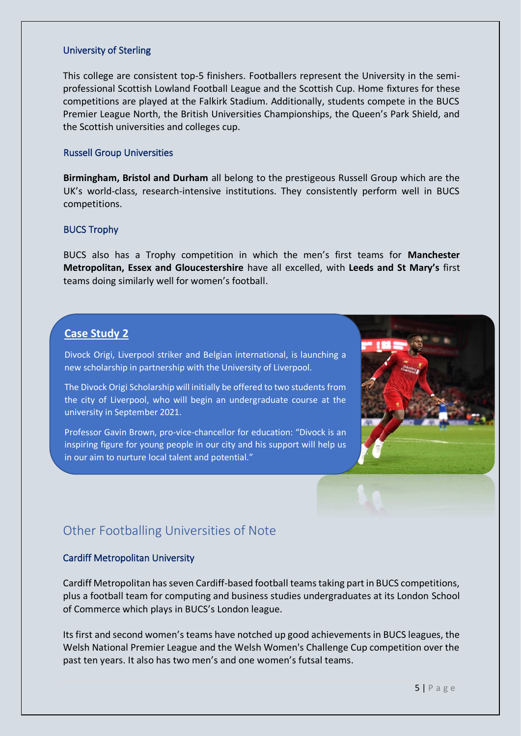### University of Sterling

This college are consistent top-5 finishers. Footballers represent the University in the semi-professional Scottish Lowland Football League and the Scottish Cup. Home fixtures for these competitions are played at the Falkirk Stadium. Additionally, students compete in the BUCS Premier League North, the British Universities Championships, the Queen's Park Shield, and the Scottish universities and colleges cup.

### Russell Group Universities

**Birmingham, Bristol and Durham** all belong to the prestigeous Russell Group which are the UK's world-class, research-intensive institutions. They consistently perform well in BUCS competitions.

### BUCS Trophy

BUCS also has a Trophy competition in which the men's first teams for **Manchester Metropolitan, Essex and Gloucestershire** have all excelled, with **Leeds and St Mary's** first teams doing similarly well for women's football.

**Case Study 2**

Divock Origi, Liverpool striker and Belgian international, is launching a new scholarship in partnership with the University of Liverpool.

The Divock Origi Scholarship will initially be offered to two students from the city of Liverpool, who will begin an undergraduate course at the university in September 2021.

Professor Gavin Brown, pro-vice-chancellor for education: "Divock is an inspiring figure for young people in our city and his support will help us in our aim to nurture local talent and potential."

## Other Footballing Universities of Note

### Cardiff Metropolitan University

Cardiff Metropolitan has seven Cardiff-based football teams taking part in BUCS competitions, plus a football team for computing and business studies undergraduates at its London School of Commerce which plays in BUCS's London league.

Its first and second women's teams have notched up good achievements in BUCS leagues, the Welsh National Premier League and the Welsh Women's Challenge Cup competition over the past ten years. It also has two men's and one women's futsal teams.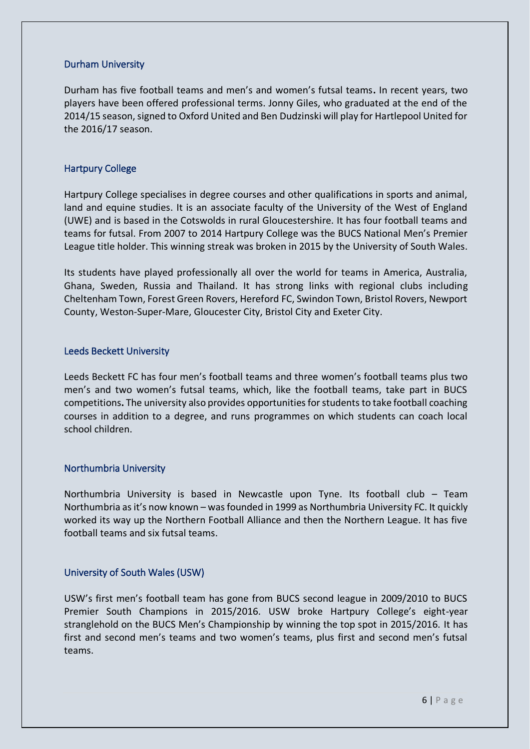## Durham University

Durham has five football teams and men's and women's futsal teams. In recent years, two players have been offered professional terms. Jonny Giles, who graduated at the end of the 2014/15 season, signed to Oxford United and Ben Dudzinski will play for Hartlepool United for the 2016/17 season.

## Hartpury College

Hartpury College specialises in degree courses and other qualifications in sports and animal, land and equine studies. It is an associate faculty of the University of the West of England (UWE) and is based in the Cotswolds in rural Gloucestershire. It has four football teams and teams for futsal. From 2007 to 2014 Hartpury College was the BUCS National Men's Premier League title holder. This winning streak was broken in 2015 by the University of South Wales.

Its students have played professionally all over the world for teams in America, Australia, Ghana, Sweden, Russia and Thailand. It has strong links with regional clubs including Cheltenham Town, Forest Green Rovers, Hereford FC, Swindon Town, Bristol Rovers, Newport County, Weston-Super-Mare, Gloucester City, Bristol City and Exeter City.

## Leeds Beckett University

Leeds Beckett FC has four men's football teams and three women's football teams plus two men's and two women's futsal teams, which, like the football teams, take part in BUCS competitions. The university also provides opportunities for students to take football coaching courses in addition to a degree, and runs programmes on which students can coach local school children.

## Northumbria University

Northumbria University is based in Newcastle upon Tyne. Its football club – Team Northumbria as it's now known – was founded in 1999 as Northumbria University FC. It quickly worked its way up the Northern Football Alliance and then the Northern League. It has five football teams and six futsal teams.

## University of South Wales (USW)

USW's first men's football team has gone from BUCS second league in 2009/2010 to BUCS Premier South Champions in 2015/2016. USW broke Hartpury College's eight-year stranglehold on the BUCS Men's Championship by winning the top spot in 2015/2016. It has first and second men's teams and two women's teams, plus first and second men's futsal teams.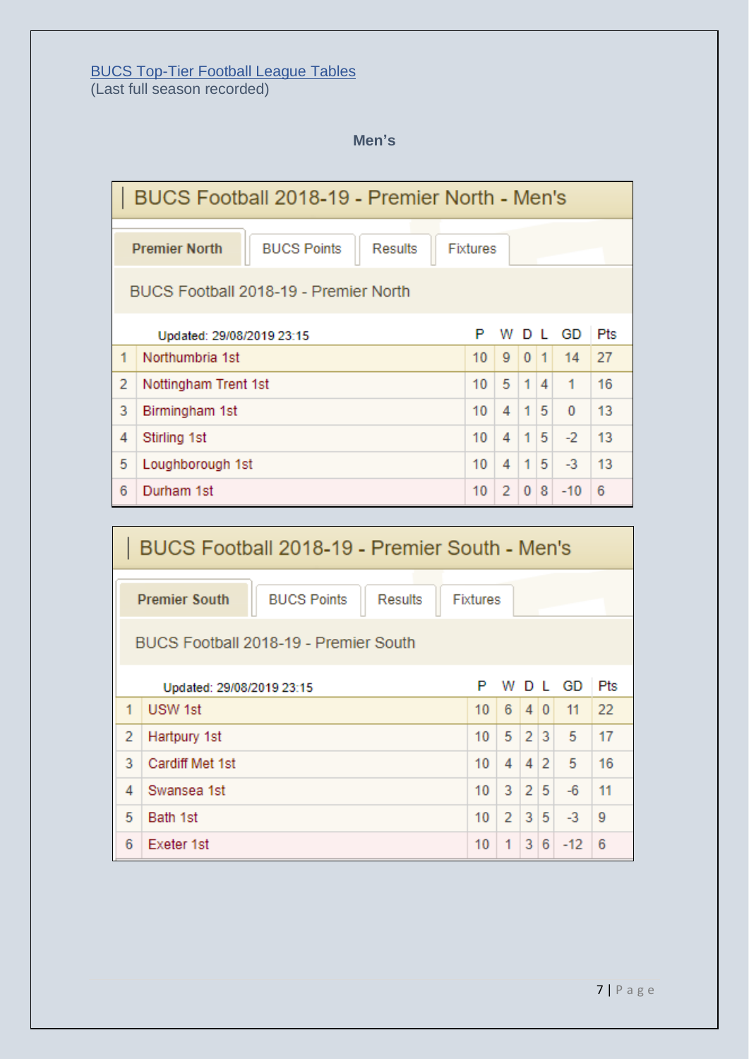[BUCS Top-Tier Football League Tables](#)
(Last full season recorded)

**Men's**

## BUCS Football 2018-19 - Premier North - Men's

Premier North | BUCS Points | Results | Fixtures

BUCS Football 2018-19 - Premier North

| | Updated: 29/08/2019 23:15 | P | W | D | L | GD | Pts |
|---|---|---|---|---|---|---|---|
| 1 | Northumbria 1st | 10 | 9 | 0 | 1 | 14 | 27 |
| 2 | Nottingham Trent 1st | 10 | 5 | 1 | 4 | 1 | 16 |
| 3 | Birmingham 1st | 10 | 4 | 1 | 5 | 0 | 13 |
| 4 | Stirling 1st | 10 | 4 | 1 | 5 | -2 | 13 |
| 5 | Loughborough 1st | 10 | 4 | 1 | 5 | -3 | 13 |
| 6 | Durham 1st | 10 | 2 | 0 | 8 | -10 | 6 |

## BUCS Football 2018-19 - Premier South - Men's

Premier South | BUCS Points | Results | Fixtures

BUCS Football 2018-19 - Premier South

| | Updated: 29/08/2019 23:15 | P | W | D | L | GD | Pts |
|---|---|---|---|---|---|---|---|
| 1 | USW 1st | 10 | 6 | 4 | 0 | 11 | 22 |
| 2 | Hartpury 1st | 10 | 5 | 2 | 3 | 5 | 17 |
| 3 | Cardiff Met 1st | 10 | 4 | 4 | 2 | 5 | 16 |
| 4 | Swansea 1st | 10 | 3 | 2 | 5 | -6 | 11 |
| 5 | Bath 1st | 10 | 2 | 3 | 5 | -3 | 9 |
| 6 | Exeter 1st | 10 | 1 | 3 | 6 | -12 | 6 |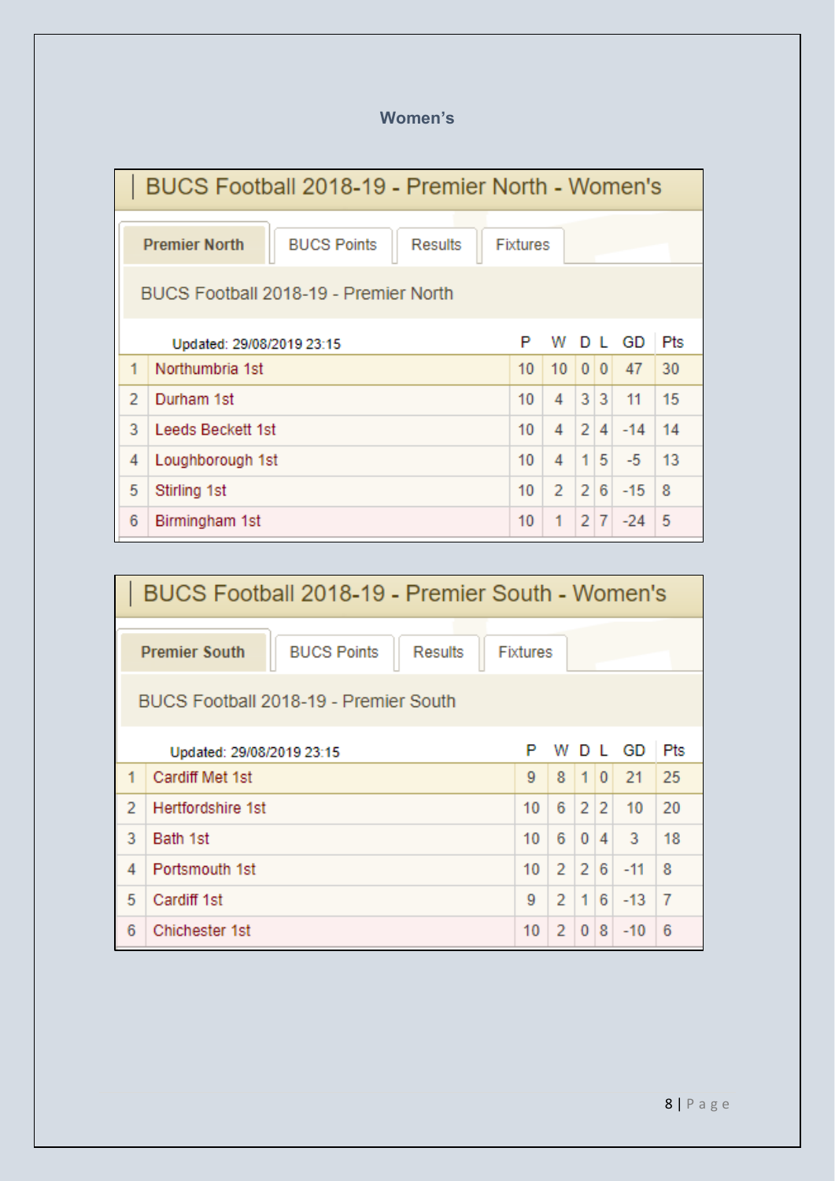## Women's

### BUCS Football 2018-19 - Premier North - Women's

Premier North | BUCS Points | Results | Fixtures

BUCS Football 2018-19 - Premier North

| | Updated: 29/08/2019 23:15 | P | W | D | L | GD | Pts |
|---|---|---|---|---|---|---|---|
| 1 | Northumbria 1st | 10 | 10 | 0 | 0 | 47 | 30 |
| 2 | Durham 1st | 10 | 4 | 3 | 3 | 11 | 15 |
| 3 | Leeds Beckett 1st | 10 | 4 | 2 | 4 | -14 | 14 |
| 4 | Loughborough 1st | 10 | 4 | 1 | 5 | -5 | 13 |
| 5 | Stirling 1st | 10 | 2 | 2 | 6 | -15 | 8 |
| 6 | Birmingham 1st | 10 | 1 | 2 | 7 | -24 | 5 |

### BUCS Football 2018-19 - Premier South - Women's

Premier South | BUCS Points | Results | Fixtures

BUCS Football 2018-19 - Premier South

| | Updated: 29/08/2019 23:15 | P | W | D | L | GD | Pts |
|---|---|---|---|---|---|---|---|
| 1 | Cardiff Met 1st | 9 | 8 | 1 | 0 | 21 | 25 |
| 2 | Hertfordshire 1st | 10 | 6 | 2 | 2 | 10 | 20 |
| 3 | Bath 1st | 10 | 6 | 0 | 4 | 3 | 18 |
| 4 | Portsmouth 1st | 10 | 2 | 2 | 6 | -11 | 8 |
| 5 | Cardiff 1st | 9 | 2 | 1 | 6 | -13 | 7 |
| 6 | Chichester 1st | 10 | 2 | 0 | 8 | -10 | 6 |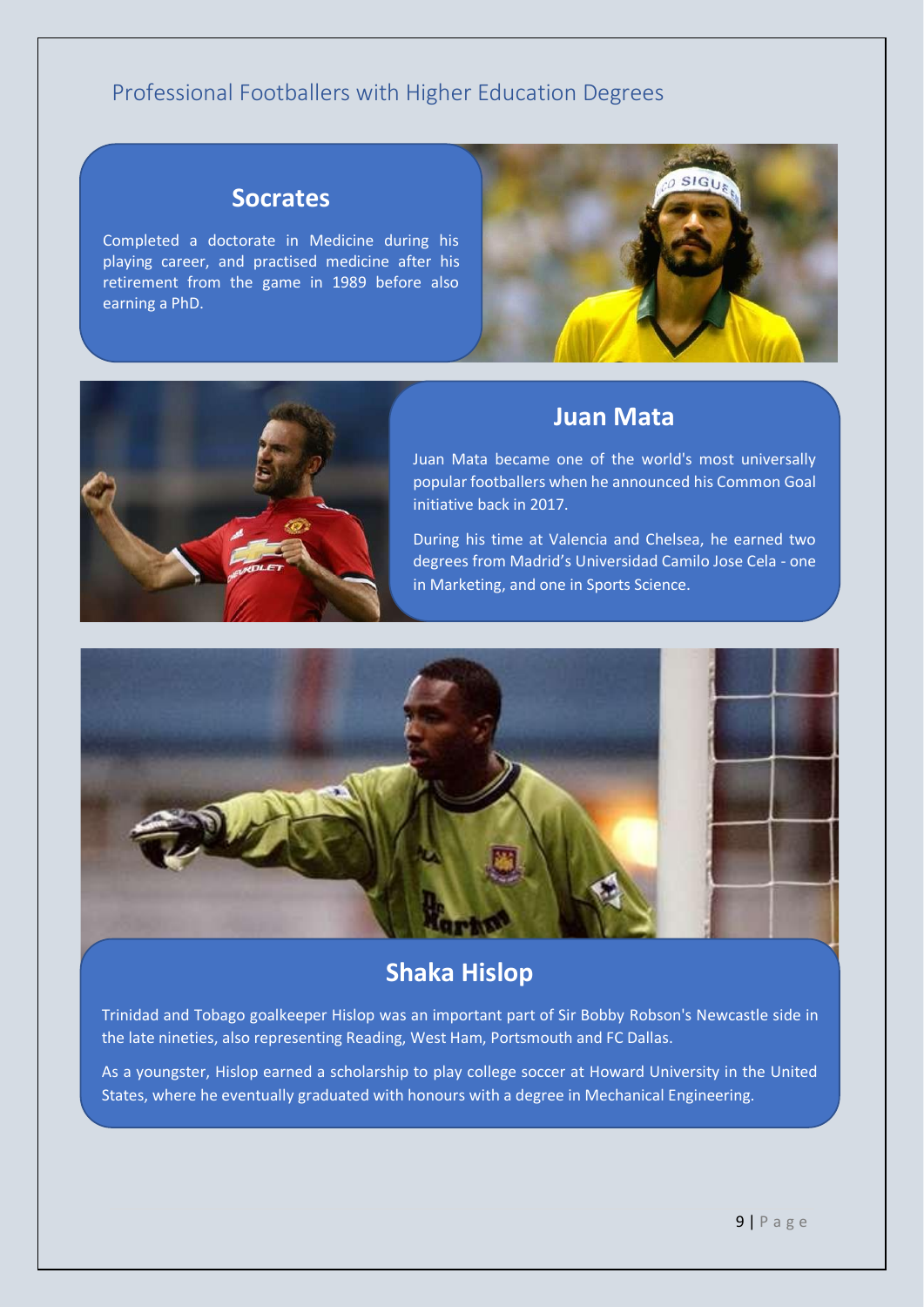# Professional Footballers with Higher Education Degrees

## Socrates

Completed a doctorate in Medicine during his playing career, and practised medicine after his retirement from the game in 1989 before also earning a PhD.

## Juan Mata

Juan Mata became one of the world's most universally popular footballers when he announced his Common Goal initiative back in 2017.

During his time at Valencia and Chelsea, he earned two degrees from Madrid's Universidad Camilo Jose Cela - one in Marketing, and one in Sports Science.

## Shaka Hislop

Trinidad and Tobago goalkeeper Hislop was an important part of Sir Bobby Robson's Newcastle side in the late nineties, also representing Reading, West Ham, Portsmouth and FC Dallas.

As a youngster, Hislop earned a scholarship to play college soccer at Howard University in the United States, where he eventually graduated with honours with a degree in Mechanical Engineering.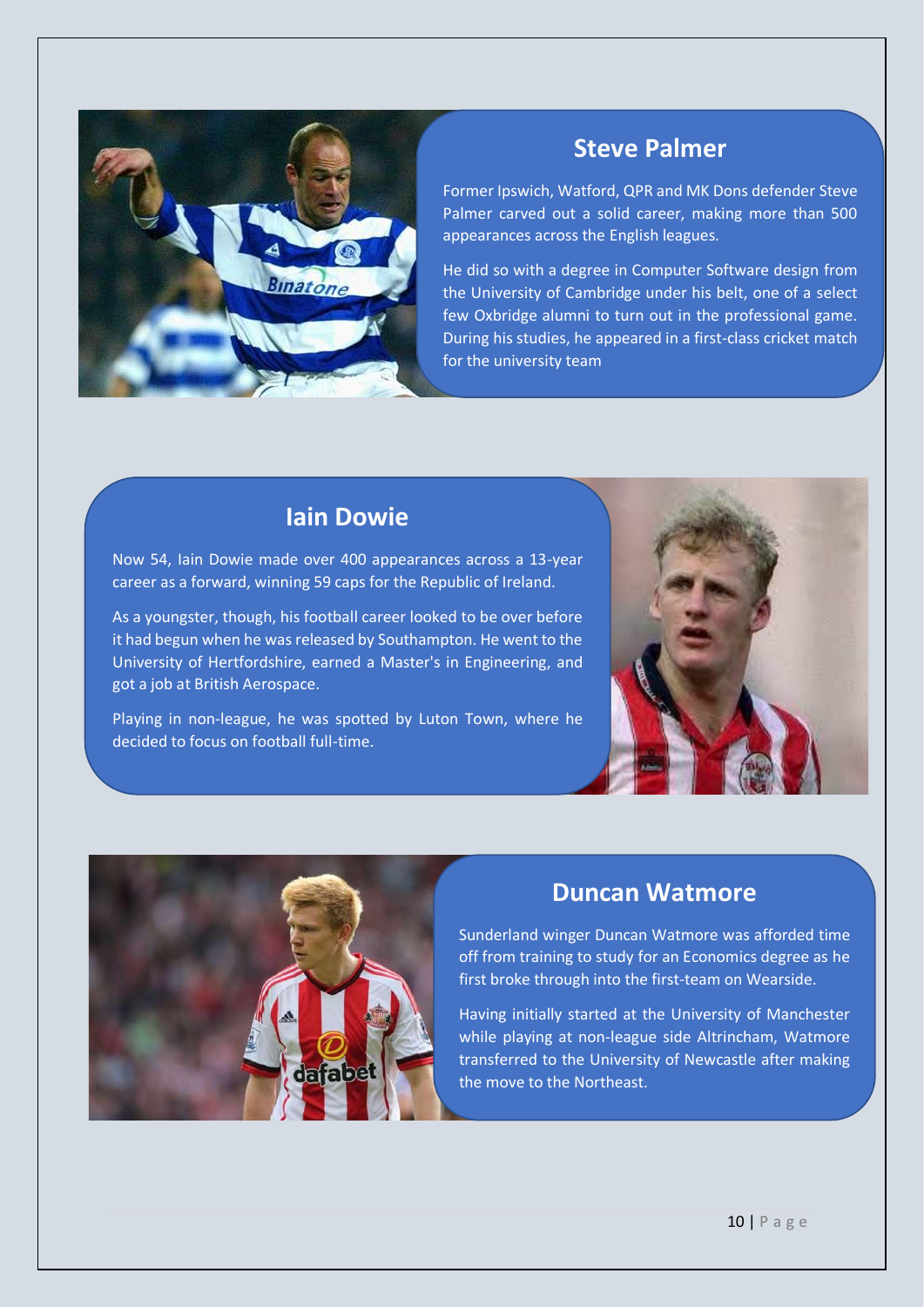## Steve Palmer

Former Ipswich, Watford, QPR and MK Dons defender Steve Palmer carved out a solid career, making more than 500 appearances across the English leagues.

He did so with a degree in Computer Software design from the University of Cambridge under his belt, one of a select few Oxbridge alumni to turn out in the professional game. During his studies, he appeared in a first-class cricket match for the university team

## Iain Dowie

Now 54, Iain Dowie made over 400 appearances across a 13-year career as a forward, winning 59 caps for the Republic of Ireland.

As a youngster, though, his football career looked to be over before it had begun when he was released by Southampton. He went to the University of Hertfordshire, earned a Master's in Engineering, and got a job at British Aerospace.

Playing in non-league, he was spotted by Luton Town, where he decided to focus on football full-time.

## Duncan Watmore

Sunderland winger Duncan Watmore was afforded time off from training to study for an Economics degree as he first broke through into the first-team on Wearside.

Having initially started at the University of Manchester while playing at non-league side Altrincham, Watmore transferred to the University of Newcastle after making the move to the Northeast.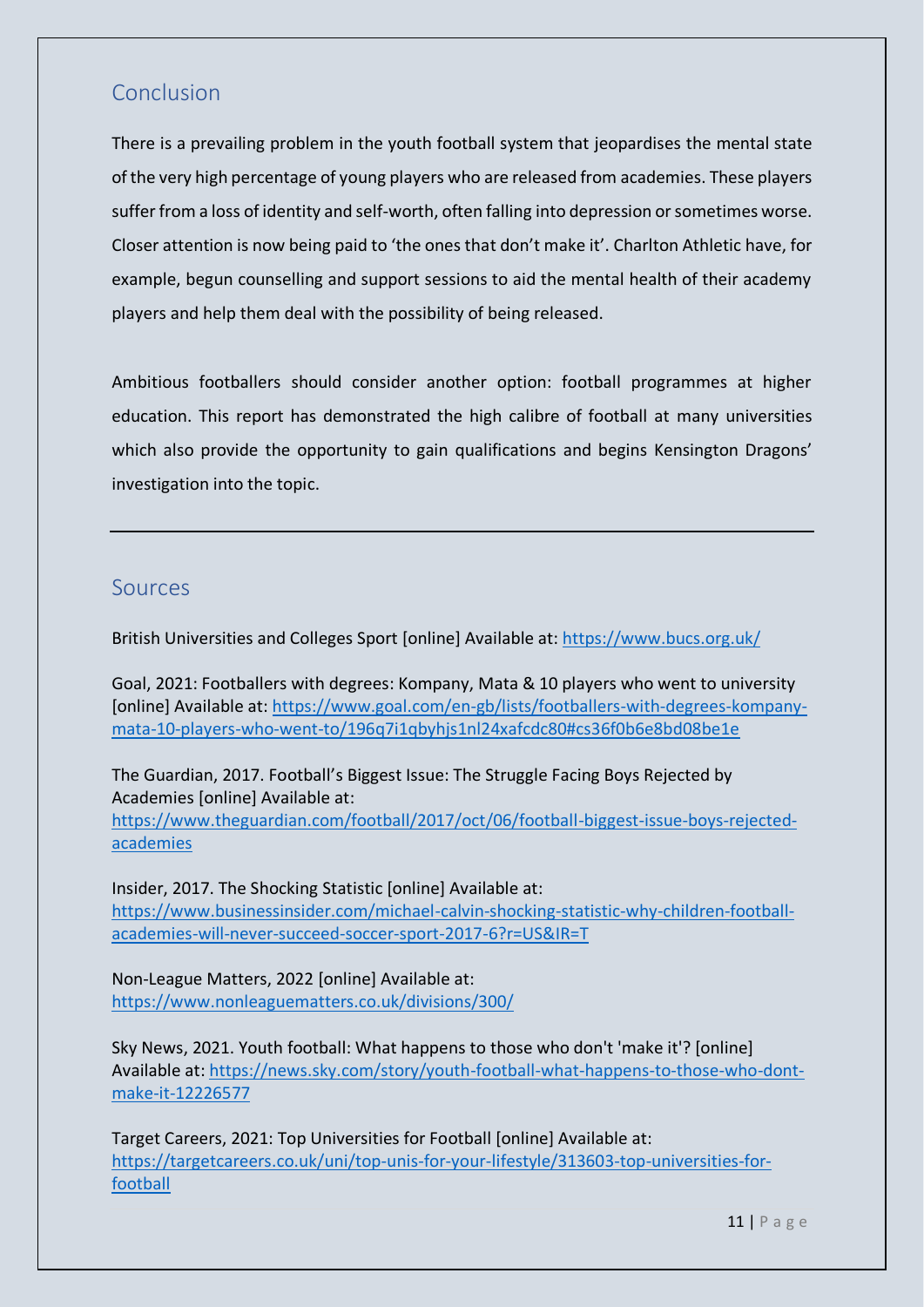## Conclusion

There is a prevailing problem in the youth football system that jeopardises the mental state of the very high percentage of young players who are released from academies. These players suffer from a loss of identity and self-worth, often falling into depression or sometimes worse. Closer attention is now being paid to 'the ones that don't make it'. Charlton Athletic have, for example, begun counselling and support sessions to aid the mental health of their academy players and help them deal with the possibility of being released.

Ambitious footballers should consider another option: football programmes at higher education. This report has demonstrated the high calibre of football at many universities which also provide the opportunity to gain qualifications and begins Kensington Dragons' investigation into the topic.

---

## Sources

British Universities and Colleges Sport [online] Available at: https://www.bucs.org.uk/

Goal, 2021: Footballers with degrees: Kompany, Mata & 10 players who went to university [online] Available at: https://www.goal.com/en-gb/lists/footballers-with-degrees-kompany-mata-10-players-who-went-to/196q7i1qbyhjs1nl24xafcdc80#cs36f0b6e8bd08be1e

The Guardian, 2017. Football's Biggest Issue: The Struggle Facing Boys Rejected by Academies [online] Available at: https://www.theguardian.com/football/2017/oct/06/football-biggest-issue-boys-rejected-academies

Insider, 2017. The Shocking Statistic [online] Available at: https://www.businessinsider.com/michael-calvin-shocking-statistic-why-children-football-academies-will-never-succeed-soccer-sport-2017-6?r=US&IR=T

Non-League Matters, 2022 [online] Available at: https://www.nonleaguematters.co.uk/divisions/300/

Sky News, 2021. Youth football: What happens to those who don't 'make it'? [online] Available at: https://news.sky.com/story/youth-football-what-happens-to-those-who-dont-make-it-12226577

Target Careers, 2021: Top Universities for Football [online] Available at: https://targetcareers.co.uk/uni/top-unis-for-your-lifestyle/313603-top-universities-for-football